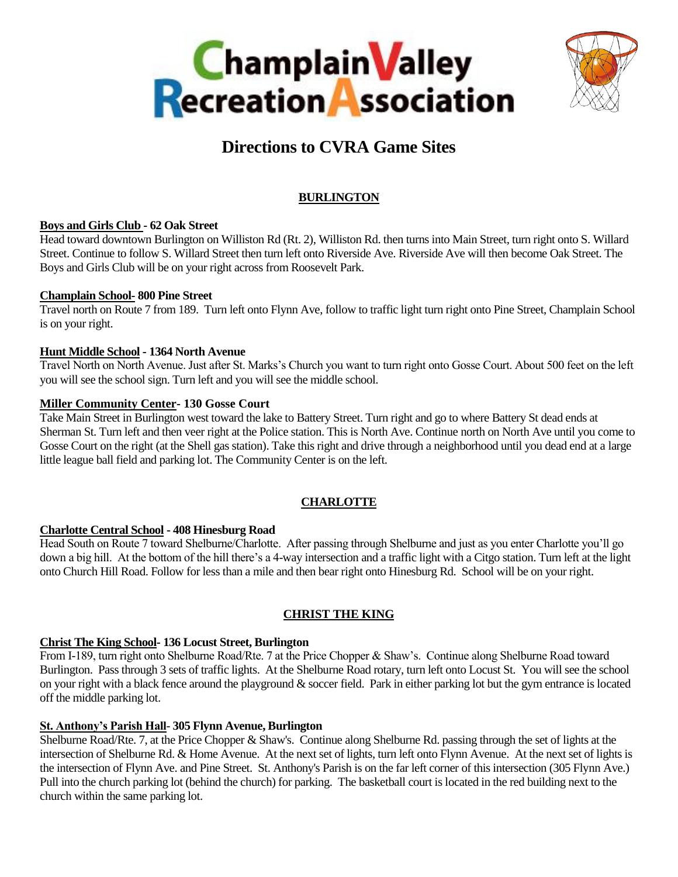# Champlain Valley Recreation Association

## Directions to CVRA Game Sites

### BURLINGTON

**Boys and Girls Club - 62 Oak Street**

Head toward downtown Burlington on Williston Rd (Rt. 2), Williston Rd. then turns into Main Street, turn right onto S. Willard Street. Continue to follow S. Willard Street then turn left onto Riverside Ave. Riverside Ave will then become Oak Street. The Boys and Girls Club will be on your right across from Roosevelt Park.

**Champlain School- 800 Pine Street**

Travel north on Route 7 from 189. Turn left onto Flynn Ave, follow to traffic light turn right onto Pine Street, Champlain School is on your right.

**Hunt Middle School - 1364 North Avenue**

Travel North on North Avenue. Just after St. Marks's Church you want to turn right onto Gosse Court. About 500 feet on the left you will see the school sign. Turn left and you will see the middle school.

**Miller Community Center- 130 Gosse Court**

Take Main Street in Burlington west toward the lake to Battery Street. Turn right and go to where Battery St dead ends at Sherman St. Turn left and then veer right at the Police station. This is North Ave. Continue north on North Ave until you come to Gosse Court on the right (at the Shell gas station). Take this right and drive through a neighborhood until you dead end at a large little league ball field and parking lot. The Community Center is on the left.

### CHARLOTTE

**Charlotte Central School - 408 Hinesburg Road**

Head South on Route 7 toward Shelburne/Charlotte. After passing through Shelburne and just as you enter Charlotte you'll go down a big hill. At the bottom of the hill there's a 4-way intersection and a traffic light with a Citgo station. Turn left at the light onto Church Hill Road. Follow for less than a mile and then bear right onto Hinesburg Rd. School will be on your right.

### CHRIST THE KING

**Christ The King School- 136 Locust Street, Burlington**

From I-189, turn right onto Shelburne Road/Rte. 7 at the Price Chopper & Shaw's. Continue along Shelburne Road toward Burlington. Pass through 3 sets of traffic lights. At the Shelburne Road rotary, turn left onto Locust St. You will see the school on your right with a black fence around the playground & soccer field. Park in either parking lot but the gym entrance is located off the middle parking lot.

**St. Anthony's Parish Hall- 305 Flynn Avenue, Burlington**

Shelburne Road/Rte. 7, at the Price Chopper & Shaw's. Continue along Shelburne Rd. passing through the set of lights at the intersection of Shelburne Rd. & Home Avenue. At the next set of lights, turn left onto Flynn Avenue. At the next set of lights is the intersection of Flynn Ave. and Pine Street. St. Anthony's Parish is on the far left corner of this intersection (305 Flynn Ave.) Pull into the church parking lot (behind the church) for parking. The basketball court is located in the red building next to the church within the same parking lot.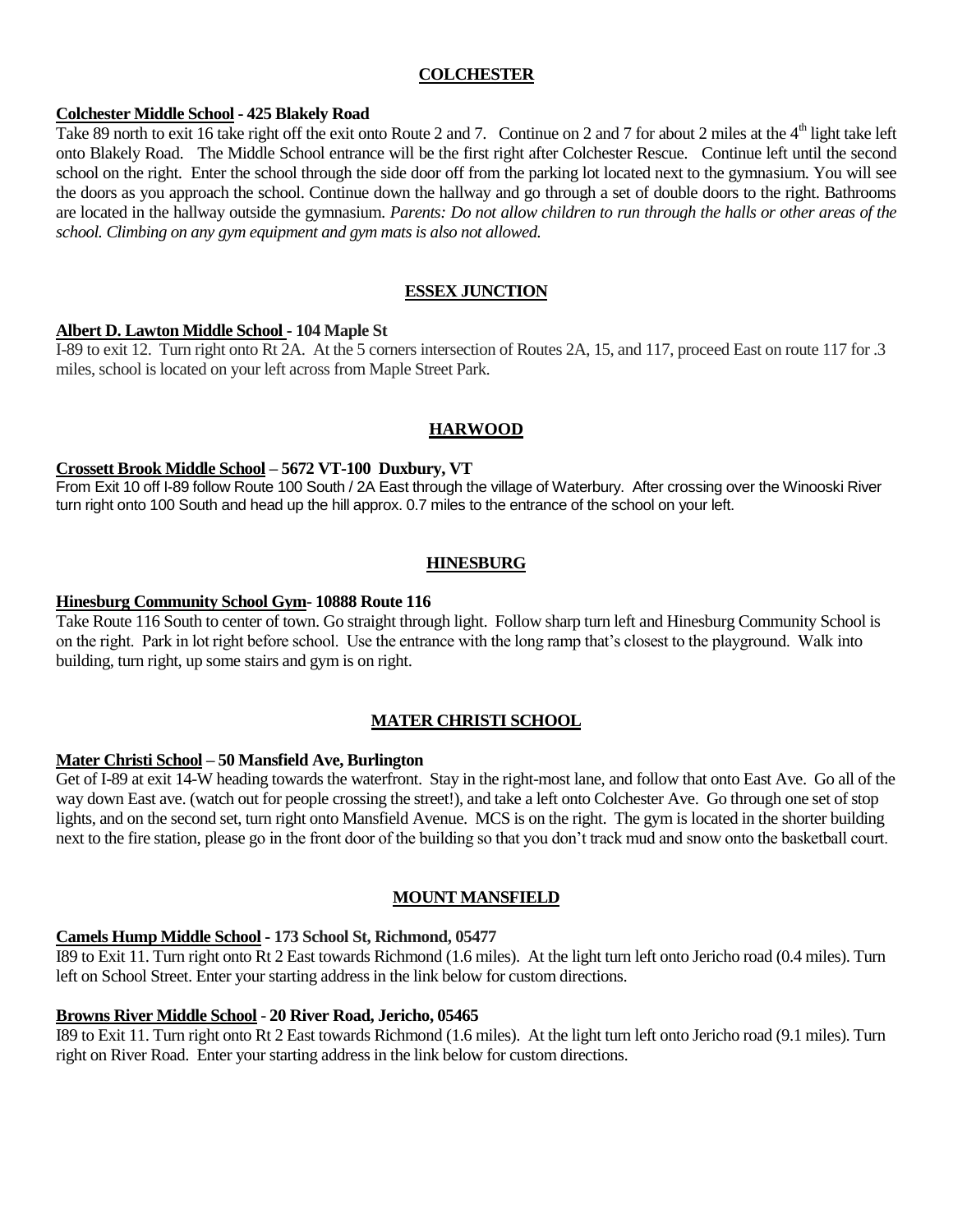## COLCHESTER

**Colchester Middle School - 425 Blakely Road**

Take 89 north to exit 16 take right off the exit onto Route 2 and 7. Continue on 2 and 7 for about 2 miles at the 4th light take left onto Blakely Road. The Middle School entrance will be the first right after Colchester Rescue. Continue left until the second school on the right. Enter the school through the side door off from the parking lot located next to the gymnasium. You will see the doors as you approach the school. Continue down the hallway and go through a set of double doors to the right. Bathrooms are located in the hallway outside the gymnasium. *Parents: Do not allow children to run through the halls or other areas of the school. Climbing on any gym equipment and gym mats is also not allowed.*

## ESSEX JUNCTION

**Albert D. Lawton Middle School - 104 Maple St**

I-89 to exit 12. Turn right onto Rt 2A. At the 5 corners intersection of Routes 2A, 15, and 117, proceed East on route 117 for .3 miles, school is located on your left across from Maple Street Park.

## HARWOOD

**Crossett Brook Middle School – 5672 VT-100 Duxbury, VT**

From Exit 10 off I-89 follow Route 100 South / 2A East through the village of Waterbury. After crossing over the Winooski River turn right onto 100 South and head up the hill approx. 0.7 miles to the entrance of the school on your left.

## HINESBURG

**Hinesburg Community School Gym- 10888 Route 116**

Take Route 116 South to center of town. Go straight through light. Follow sharp turn left and Hinesburg Community School is on the right. Park in lot right before school. Use the entrance with the long ramp that's closest to the playground. Walk into building, turn right, up some stairs and gym is on right.

## MATER CHRISTI SCHOOL

**Mater Christi School – 50 Mansfield Ave, Burlington**

Get of I-89 at exit 14-W heading towards the waterfront. Stay in the right-most lane, and follow that onto East Ave. Go all of the way down East ave. (watch out for people crossing the street!), and take a left onto Colchester Ave. Go through one set of stop lights, and on the second set, turn right onto Mansfield Avenue. MCS is on the right. The gym is located in the shorter building next to the fire station, please go in the front door of the building so that you don't track mud and snow onto the basketball court.

## MOUNT MANSFIELD

**Camels Hump Middle School - 173 School St, Richmond, 05477**

I89 to Exit 11. Turn right onto Rt 2 East towards Richmond (1.6 miles). At the light turn left onto Jericho road (0.4 miles). Turn left on School Street. Enter your starting address in the link below for custom directions.

**Browns River Middle School - 20 River Road, Jericho, 05465**

I89 to Exit 11. Turn right onto Rt 2 East towards Richmond (1.6 miles). At the light turn left onto Jericho road (9.1 miles). Turn right on River Road. Enter your starting address in the link below for custom directions.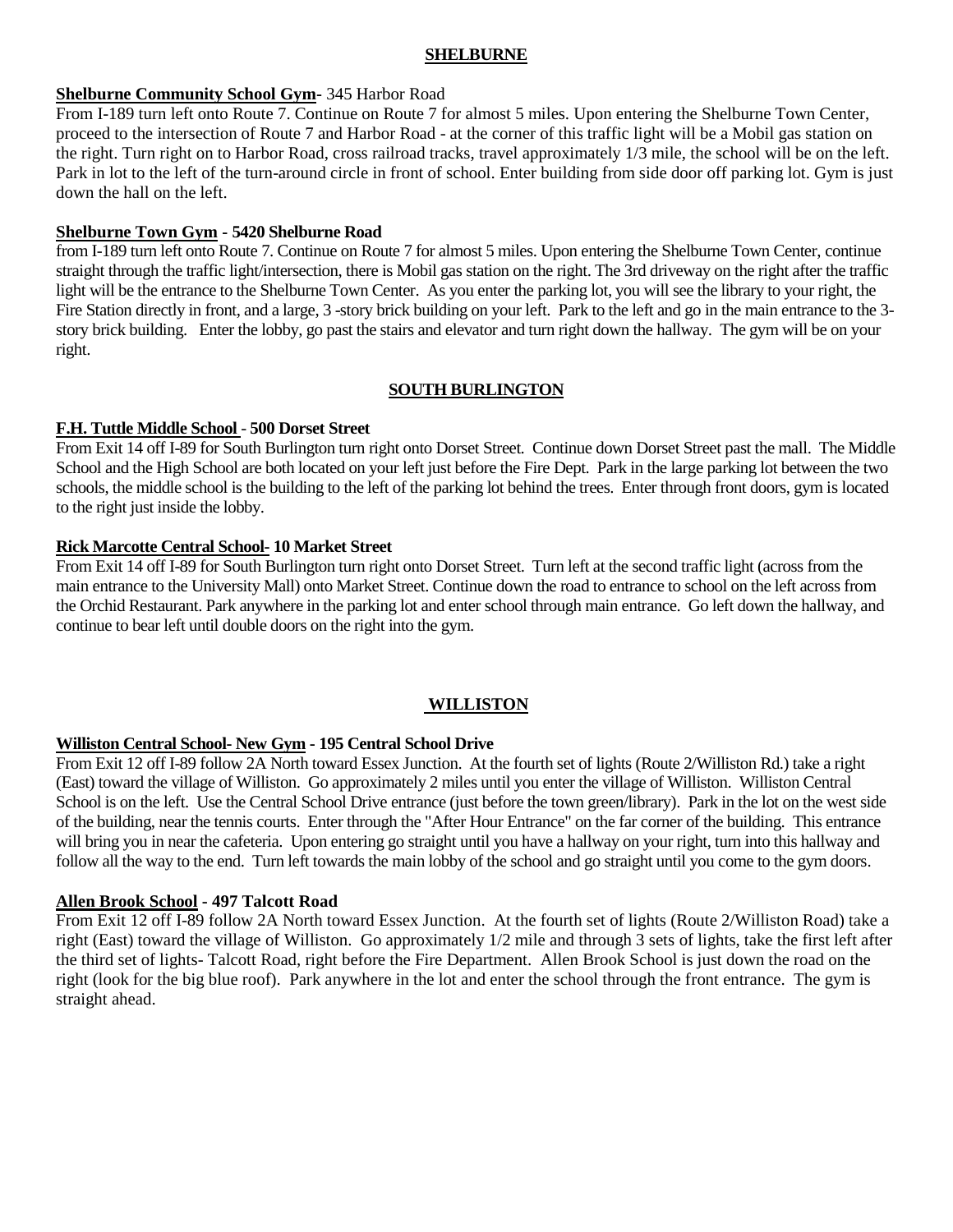## SHELBURNE

**Shelburne Community School Gym-** 345 Harbor Road

From I-189 turn left onto Route 7. Continue on Route 7 for almost 5 miles. Upon entering the Shelburne Town Center, proceed to the intersection of Route 7 and Harbor Road - at the corner of this traffic light will be a Mobil gas station on the right. Turn right on to Harbor Road, cross railroad tracks, travel approximately 1/3 mile, the school will be on the left. Park in lot to the left of the turn-around circle in front of school. Enter building from side door off parking lot. Gym is just down the hall on the left.

**Shelburne Town Gym - 5420 Shelburne Road**

from I-189 turn left onto Route 7. Continue on Route 7 for almost 5 miles. Upon entering the Shelburne Town Center, continue straight through the traffic light/intersection, there is Mobil gas station on the right. The 3rd driveway on the right after the traffic light will be the entrance to the Shelburne Town Center. As you enter the parking lot, you will see the library to your right, the Fire Station directly in front, and a large, 3 -story brick building on your left. Park to the left and go in the main entrance to the 3-story brick building. Enter the lobby, go past the stairs and elevator and turn right down the hallway. The gym will be on your right.

## SOUTH BURLINGTON

**F.H. Tuttle Middle School - 500 Dorset Street**

From Exit 14 off I-89 for South Burlington turn right onto Dorset Street. Continue down Dorset Street past the mall. The Middle School and the High School are both located on your left just before the Fire Dept. Park in the large parking lot between the two schools, the middle school is the building to the left of the parking lot behind the trees. Enter through front doors, gym is located to the right just inside the lobby.

**Rick Marcotte Central School- 10 Market Street**

From Exit 14 off I-89 for South Burlington turn right onto Dorset Street. Turn left at the second traffic light (across from the main entrance to the University Mall) onto Market Street. Continue down the road to entrance to school on the left across from the Orchid Restaurant. Park anywhere in the parking lot and enter school through main entrance. Go left down the hallway, and continue to bear left until double doors on the right into the gym.

## WILLISTON

**Williston Central School- New Gym - 195 Central School Drive**

From Exit 12 off I-89 follow 2A North toward Essex Junction. At the fourth set of lights (Route 2/Williston Rd.) take a right (East) toward the village of Williston. Go approximately 2 miles until you enter the village of Williston. Williston Central School is on the left. Use the Central School Drive entrance (just before the town green/library). Park in the lot on the west side of the building, near the tennis courts. Enter through the "After Hour Entrance" on the far corner of the building. This entrance will bring you in near the cafeteria. Upon entering go straight until you have a hallway on your right, turn into this hallway and follow all the way to the end. Turn left towards the main lobby of the school and go straight until you come to the gym doors.

**Allen Brook School - 497 Talcott Road**

From Exit 12 off I-89 follow 2A North toward Essex Junction. At the fourth set of lights (Route 2/Williston Road) take a right (East) toward the village of Williston. Go approximately 1/2 mile and through 3 sets of lights, take the first left after the third set of lights- Talcott Road, right before the Fire Department. Allen Brook School is just down the road on the right (look for the big blue roof). Park anywhere in the lot and enter the school through the front entrance. The gym is straight ahead.